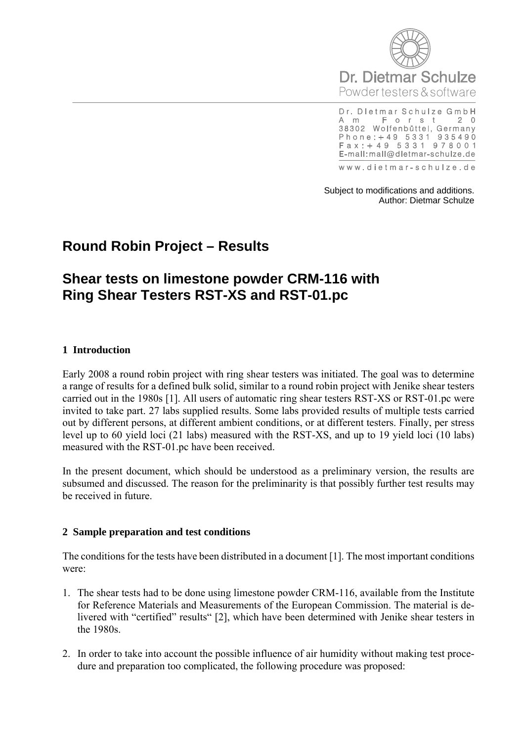Dr. Dietmar Schulze
Powder testers & software

Dr. Dietmar Schulze GmbH
Am Forst 20
38302 Wolfenbüttel, Germany
Phone: +49 5331 935490
Fax: +49 5331 978001
E-mail: mail@dietmar-schulze.de

www.dietmar-schulze.de

Subject to modifications and additions.
Author: Dietmar Schulze

# Round Robin Project – Results

# Shear tests on limestone powder CRM-116 with Ring Shear Testers RST-XS and RST-01.pc

## 1 Introduction

Early 2008 a round robin project with ring shear testers was initiated. The goal was to determine a range of results for a defined bulk solid, similar to a round robin project with Jenike shear testers carried out in the 1980s [1]. All users of automatic ring shear testers RST-XS or RST-01.pc were invited to take part. 27 labs supplied results. Some labs provided results of multiple tests carried out by different persons, at different ambient conditions, or at different testers. Finally, per stress level up to 60 yield loci (21 labs) measured with the RST-XS, and up to 19 yield loci (10 labs) measured with the RST-01.pc have been received.

In the present document, which should be understood as a preliminary version, the results are subsumed and discussed. The reason for the preliminarity is that possibly further test results may be received in future.

## 2 Sample preparation and test conditions

The conditions for the tests have been distributed in a document [1]. The most important conditions were:

1. The shear tests had to be done using limestone powder CRM-116, available from the Institute for Reference Materials and Measurements of the European Commission. The material is delivered with "certified" results" [2], which have been determined with Jenike shear testers in the 1980s.

2. In order to take into account the possible influence of air humidity without making test procedure and preparation too complicated, the following procedure was proposed: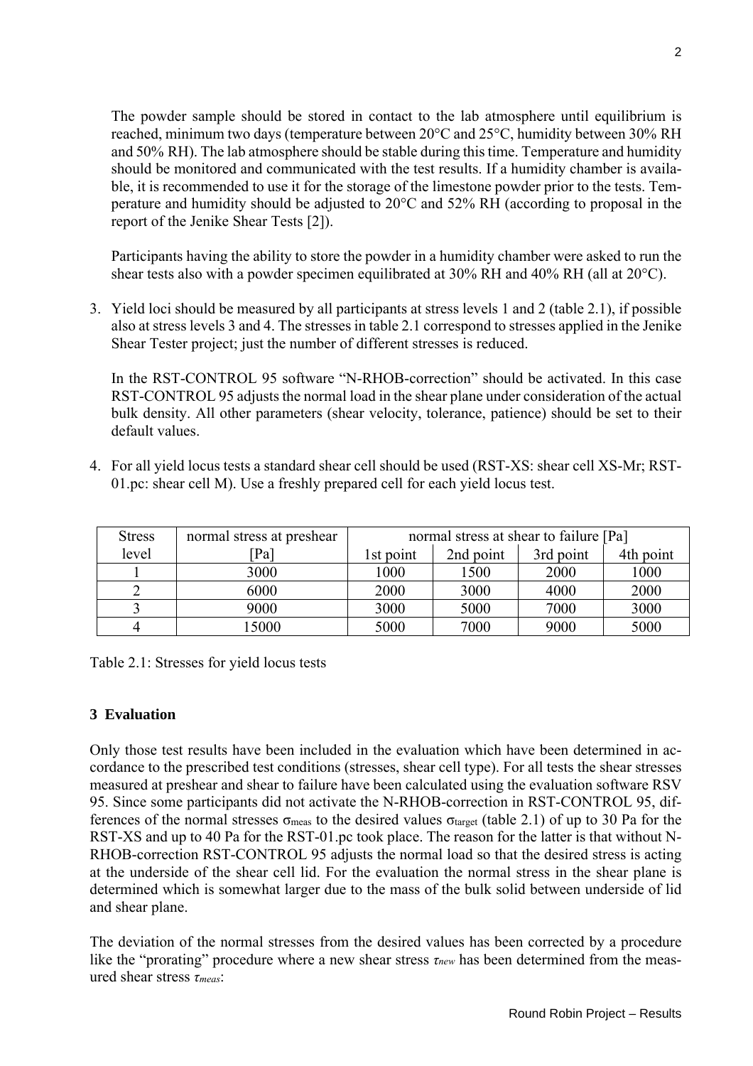The powder sample should be stored in contact to the lab atmosphere until equilibrium is reached, minimum two days (temperature between 20°C and 25°C, humidity between 30% RH and 50% RH). The lab atmosphere should be stable during this time. Temperature and humidity should be monitored and communicated with the test results. If a humidity chamber is available, it is recommended to use it for the storage of the limestone powder prior to the tests. Temperature and humidity should be adjusted to 20°C and 52% RH (according to proposal in the report of the Jenike Shear Tests [2]).

Participants having the ability to store the powder in a humidity chamber were asked to run the shear tests also with a powder specimen equilibrated at 30% RH and 40% RH (all at 20°C).

3. Yield loci should be measured by all participants at stress levels 1 and 2 (table 2.1), if possible also at stress levels 3 and 4. The stresses in table 2.1 correspond to stresses applied in the Jenike Shear Tester project; just the number of different stresses is reduced.

   In the RST-CONTROL 95 software "N-RHOB-correction" should be activated. In this case RST-CONTROL 95 adjusts the normal load in the shear plane under consideration of the actual bulk density. All other parameters (shear velocity, tolerance, patience) should be set to their default values.

4. For all yield locus tests a standard shear cell should be used (RST-XS: shear cell XS-Mr; RST-01.pc: shear cell M). Use a freshly prepared cell for each yield locus test.

| Stress level | normal stress at preshear [Pa] | normal stress at shear to failure [Pa] | | | |
|---|---|---|---|---|---|
| | | 1st point | 2nd point | 3rd point | 4th point |
| 1 | 3000 | 1000 | 1500 | 2000 | 1000 |
| 2 | 6000 | 2000 | 3000 | 4000 | 2000 |
| 3 | 9000 | 3000 | 5000 | 7000 | 3000 |
| 4 | 15000 | 5000 | 7000 | 9000 | 5000 |

Table 2.1: Stresses for yield locus tests

## 3 Evaluation

Only those test results have been included in the evaluation which have been determined in accordance to the prescribed test conditions (stresses, shear cell type). For all tests the shear stresses measured at preshear and shear to failure have been calculated using the evaluation software RSV 95. Since some participants did not activate the N-RHOB-correction in RST-CONTROL 95, differences of the normal stresses $\sigma_{meas}$ to the desired values $\sigma_{target}$ (table 2.1) of up to 30 Pa for the RST-XS and up to 40 Pa for the RST-01.pc took place. The reason for the latter is that without N-RHOB-correction RST-CONTROL 95 adjusts the normal load so that the desired stress is acting at the underside of the shear cell lid. For the evaluation the normal stress in the shear plane is determined which is somewhat larger due to the mass of the bulk solid between underside of lid and shear plane.

The deviation of the normal stresses from the desired values has been corrected by a procedure like the "prorating" procedure where a new shear stress $\tau_{new}$ has been determined from the measured shear stress $\tau_{meas}$: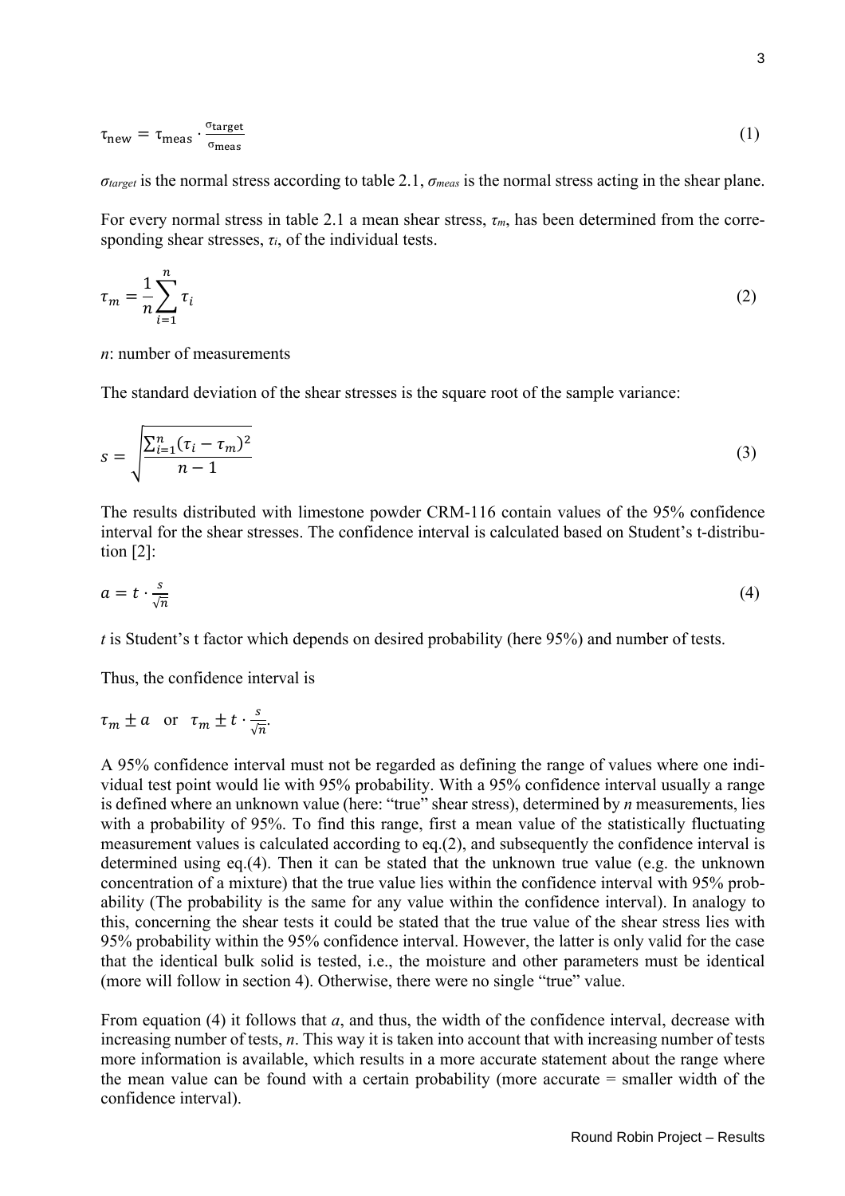$$\tau_{\text{new}} = \tau_{\text{meas}} \cdot \frac{\sigma_{\text{target}}}{\sigma_{\text{meas}}} \tag{1}$$

$\sigma_{target}$ is the normal stress according to table 2.1, $\sigma_{meas}$ is the normal stress acting in the shear plane.

For every normal stress in table 2.1 a mean shear stress, $\tau_m$, has been determined from the corresponding shear stresses, $\tau_i$, of the individual tests.

$$\tau_m = \frac{1}{n}\sum_{i=1}^{n} \tau_i \tag{2}$$

$n$: number of measurements

The standard deviation of the shear stresses is the square root of the sample variance:

$$s = \sqrt{\frac{\sum_{i=1}^{n}(\tau_i - \tau_m)^2}{n-1}} \tag{3}$$

The results distributed with limestone powder CRM-116 contain values of the 95% confidence interval for the shear stresses. The confidence interval is calculated based on Student's t-distribution [2]:

$$a = t \cdot \frac{s}{\sqrt{n}} \tag{4}$$

$t$ is Student's t factor which depends on desired probability (here 95%) and number of tests.

Thus, the confidence interval is

$\tau_m \pm a$ or $\tau_m \pm t \cdot \frac{s}{\sqrt{n}}$.

A 95% confidence interval must not be regarded as defining the range of values where one individual test point would lie with 95% probability. With a 95% confidence interval usually a range is defined where an unknown value (here: "true" shear stress), determined by $n$ measurements, lies with a probability of 95%. To find this range, first a mean value of the statistically fluctuating measurement values is calculated according to eq.(2), and subsequently the confidence interval is determined using eq.(4). Then it can be stated that the unknown true value (e.g. the unknown concentration of a mixture) that the true value lies within the confidence interval with 95% probability (The probability is the same for any value within the confidence interval). In analogy to this, concerning the shear tests it could be stated that the true value of the shear stress lies with 95% probability within the 95% confidence interval. However, the latter is only valid for the case that the identical bulk solid is tested, i.e., the moisture and other parameters must be identical (more will follow in section 4). Otherwise, there were no single "true" value.

From equation (4) it follows that $a$, and thus, the width of the confidence interval, decrease with increasing number of tests, $n$. This way it is taken into account that with increasing number of tests more information is available, which results in a more accurate statement about the range where the mean value can be found with a certain probability (more accurate = smaller width of the confidence interval).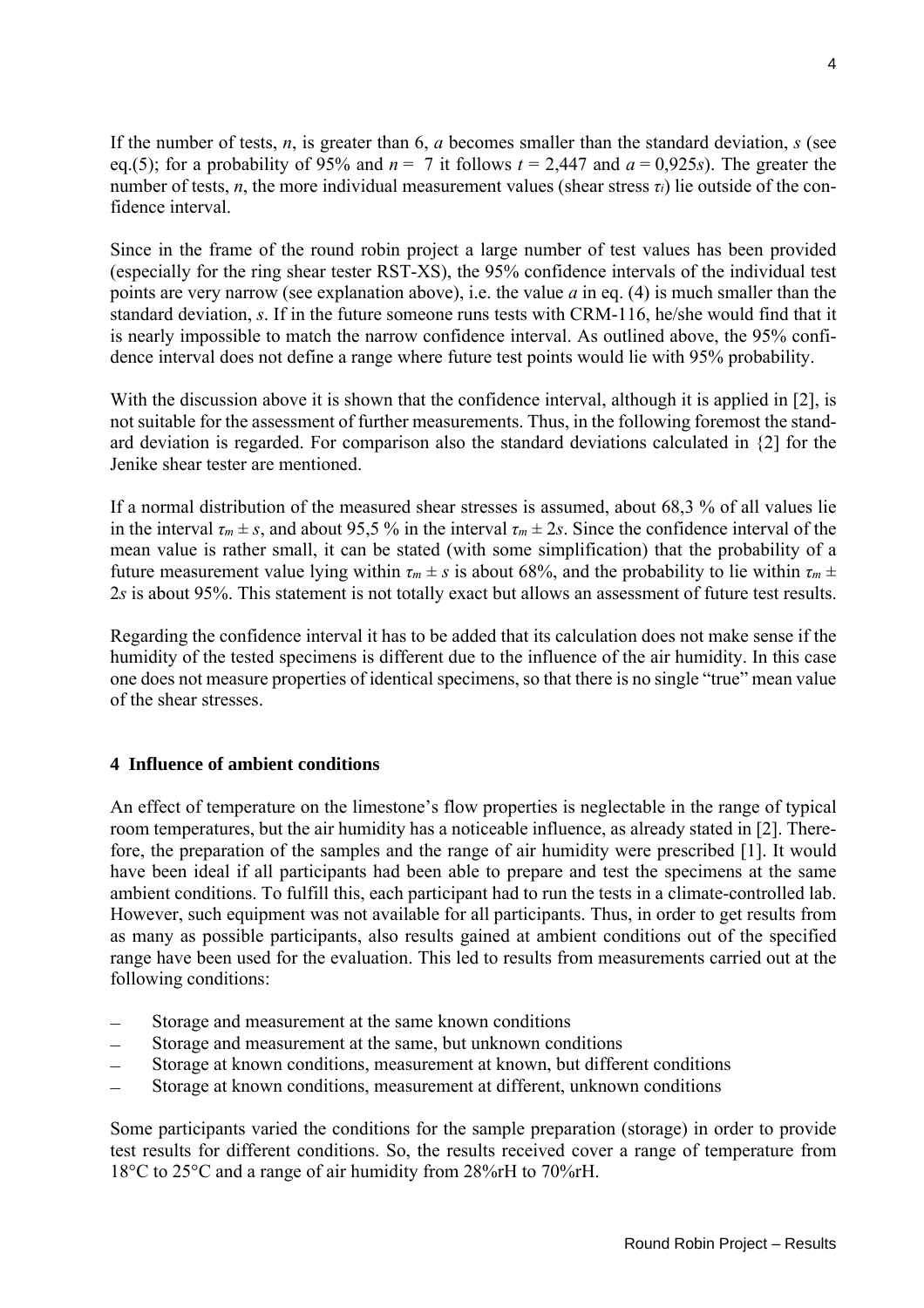If the number of tests, $n$, is greater than 6, $a$ becomes smaller than the standard deviation, $s$ (see eq.(5); for a probability of 95% and $n = 7$ it follows $t = 2{,}447$ and $a = 0{,}925s$). The greater the number of tests, $n$, the more individual measurement values (shear stress $\tau_i$) lie outside of the confidence interval.

Since in the frame of the round robin project a large number of test values has been provided (especially for the ring shear tester RST-XS), the 95% confidence intervals of the individual test points are very narrow (see explanation above), i.e. the value $a$ in eq. (4) is much smaller than the standard deviation, $s$. If in the future someone runs tests with CRM-116, he/she would find that it is nearly impossible to match the narrow confidence interval. As outlined above, the 95% confidence interval does not define a range where future test points would lie with 95% probability.

With the discussion above it is shown that the confidence interval, although it is applied in [2], is not suitable for the assessment of further measurements. Thus, in the following foremost the standard deviation is regarded. For comparison also the standard deviations calculated in {2] for the Jenike shear tester are mentioned.

If a normal distribution of the measured shear stresses is assumed, about 68,3 % of all values lie in the interval $\tau_m \pm s$, and about 95,5 % in the interval $\tau_m \pm 2s$. Since the confidence interval of the mean value is rather small, it can be stated (with some simplification) that the probability of a future measurement value lying within $\tau_m \pm s$ is about 68%, and the probability to lie within $\tau_m \pm 2s$ is about 95%. This statement is not totally exact but allows an assessment of future test results.

Regarding the confidence interval it has to be added that its calculation does not make sense if the humidity of the tested specimens is different due to the influence of the air humidity. In this case one does not measure properties of identical specimens, so that there is no single "true" mean value of the shear stresses.

## 4 Influence of ambient conditions

An effect of temperature on the limestone's flow properties is neglectable in the range of typical room temperatures, but the air humidity has a noticeable influence, as already stated in [2]. Therefore, the preparation of the samples and the range of air humidity were prescribed [1]. It would have been ideal if all participants had been able to prepare and test the specimens at the same ambient conditions. To fulfill this, each participant had to run the tests in a climate-controlled lab. However, such equipment was not available for all participants. Thus, in order to get results from as many as possible participants, also results gained at ambient conditions out of the specified range have been used for the evaluation. This led to results from measurements carried out at the following conditions:

- Storage and measurement at the same known conditions
- Storage and measurement at the same, but unknown conditions
- Storage at known conditions, measurement at known, but different conditions
- Storage at known conditions, measurement at different, unknown conditions

Some participants varied the conditions for the sample preparation (storage) in order to provide test results for different conditions. So, the results received cover a range of temperature from 18°C to 25°C and a range of air humidity from 28%rH to 70%rH.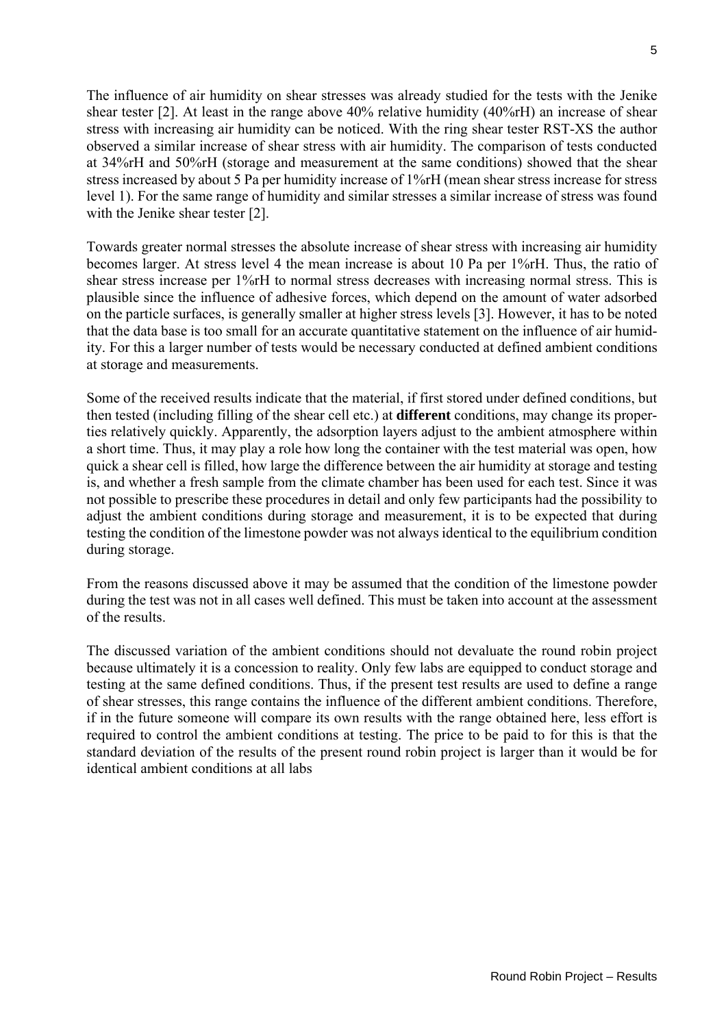The influence of air humidity on shear stresses was already studied for the tests with the Jenike shear tester [2]. At least in the range above 40% relative humidity (40%rH) an increase of shear stress with increasing air humidity can be noticed. With the ring shear tester RST-XS the author observed a similar increase of shear stress with air humidity. The comparison of tests conducted at 34%rH and 50%rH (storage and measurement at the same conditions) showed that the shear stress increased by about 5 Pa per humidity increase of 1%rH (mean shear stress increase for stress level 1). For the same range of humidity and similar stresses a similar increase of stress was found with the Jenike shear tester [2].

Towards greater normal stresses the absolute increase of shear stress with increasing air humidity becomes larger. At stress level 4 the mean increase is about 10 Pa per 1%rH. Thus, the ratio of shear stress increase per 1%rH to normal stress decreases with increasing normal stress. This is plausible since the influence of adhesive forces, which depend on the amount of water adsorbed on the particle surfaces, is generally smaller at higher stress levels [3]. However, it has to be noted that the data base is too small for an accurate quantitative statement on the influence of air humidity. For this a larger number of tests would be necessary conducted at defined ambient conditions at storage and measurements.

Some of the received results indicate that the material, if first stored under defined conditions, but then tested (including filling of the shear cell etc.) at **different** conditions, may change its properties relatively quickly. Apparently, the adsorption layers adjust to the ambient atmosphere within a short time. Thus, it may play a role how long the container with the test material was open, how quick a shear cell is filled, how large the difference between the air humidity at storage and testing is, and whether a fresh sample from the climate chamber has been used for each test. Since it was not possible to prescribe these procedures in detail and only few participants had the possibility to adjust the ambient conditions during storage and measurement, it is to be expected that during testing the condition of the limestone powder was not always identical to the equilibrium condition during storage.

From the reasons discussed above it may be assumed that the condition of the limestone powder during the test was not in all cases well defined. This must be taken into account at the assessment of the results.

The discussed variation of the ambient conditions should not devaluate the round robin project because ultimately it is a concession to reality. Only few labs are equipped to conduct storage and testing at the same defined conditions. Thus, if the present test results are used to define a range of shear stresses, this range contains the influence of the different ambient conditions. Therefore, if in the future someone will compare its own results with the range obtained here, less effort is required to control the ambient conditions at testing. The price to be paid to for this is that the standard deviation of the results of the present round robin project is larger than it would be for identical ambient conditions at all labs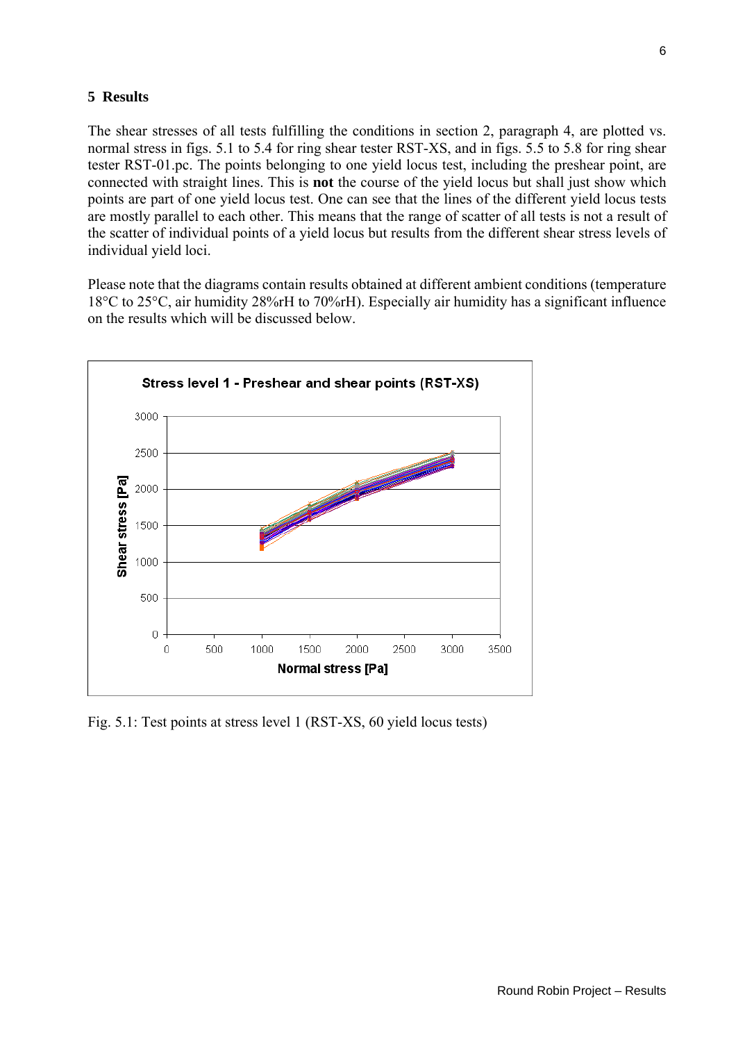## 5 Results

The shear stresses of all tests fulfilling the conditions in section 2, paragraph 4, are plotted vs. normal stress in figs. 5.1 to 5.4 for ring shear tester RST-XS, and in figs. 5.5 to 5.8 for ring shear tester RST-01.pc. The points belonging to one yield locus test, including the preshear point, are connected with straight lines. This is **not** the course of the yield locus but shall just show which points are part of one yield locus test. One can see that the lines of the different yield locus tests are mostly parallel to each other. This means that the range of scatter of all tests is not a result of the scatter of individual points of a yield locus but results from the different shear stress levels of individual yield loci.

Please note that the diagrams contain results obtained at different ambient conditions (temperature 18°C to 25°C, air humidity 28%rH to 70%rH). Especially air humidity has a significant influence on the results which will be discussed below.

Fig. 5.1: Test points at stress level 1 (RST-XS, 60 yield locus tests)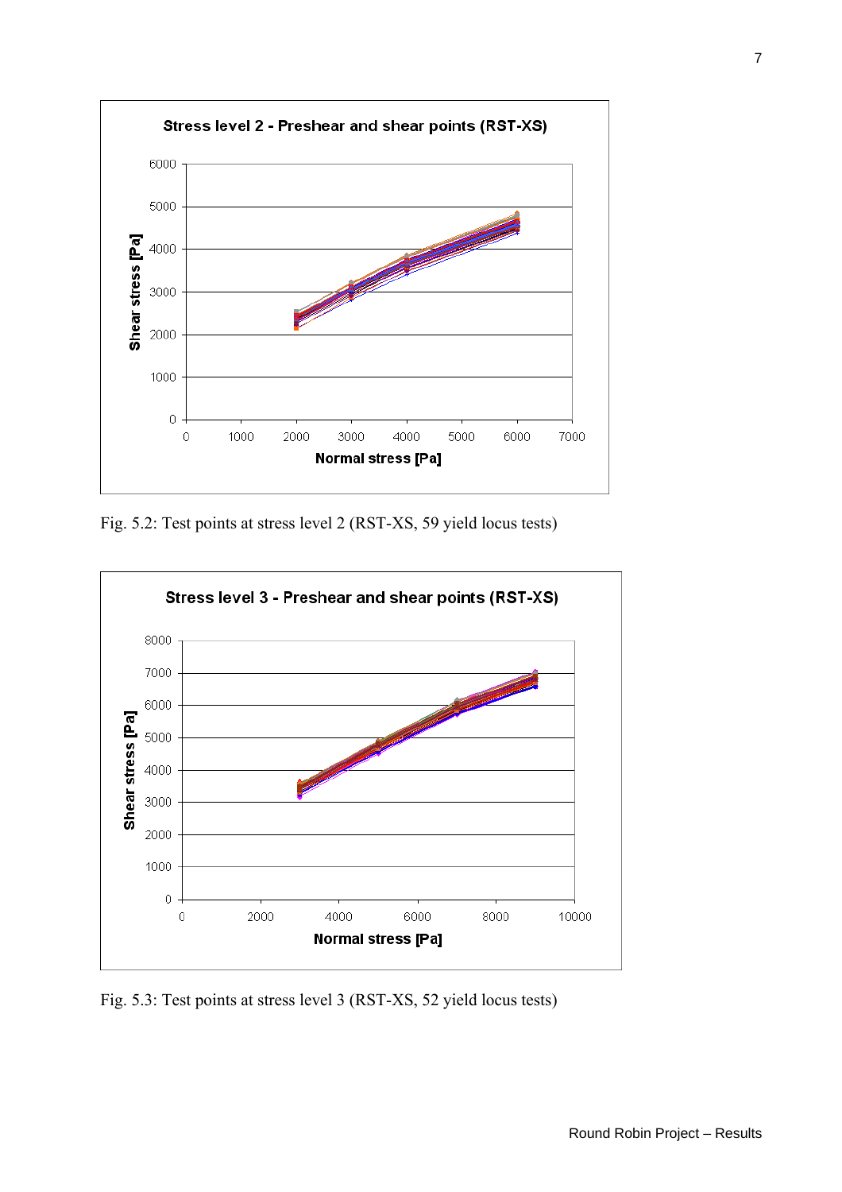Fig. 5.2: Test points at stress level 2 (RST-XS, 59 yield locus tests)

Fig. 5.3: Test points at stress level 3 (RST-XS, 52 yield locus tests)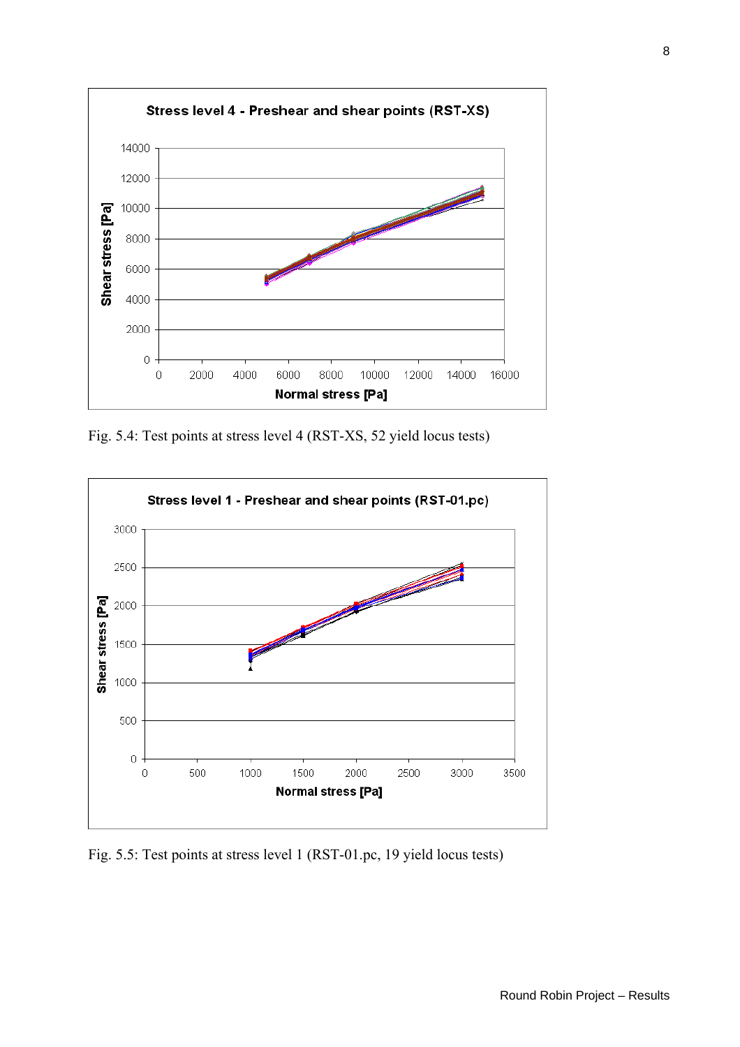Fig. 5.4: Test points at stress level 4 (RST-XS, 52 yield locus tests)

Fig. 5.5: Test points at stress level 1 (RST-01.pc, 19 yield locus tests)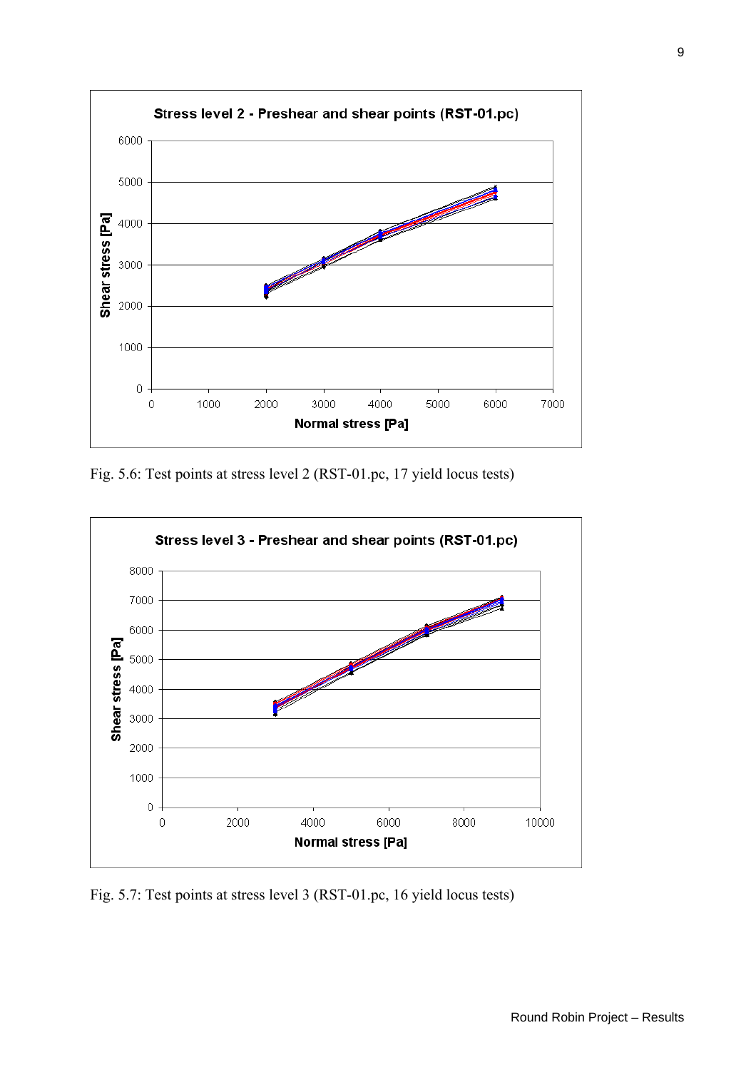Fig. 5.6: Test points at stress level 2 (RST-01.pc, 17 yield locus tests)

Fig. 5.7: Test points at stress level 3 (RST-01.pc, 16 yield locus tests)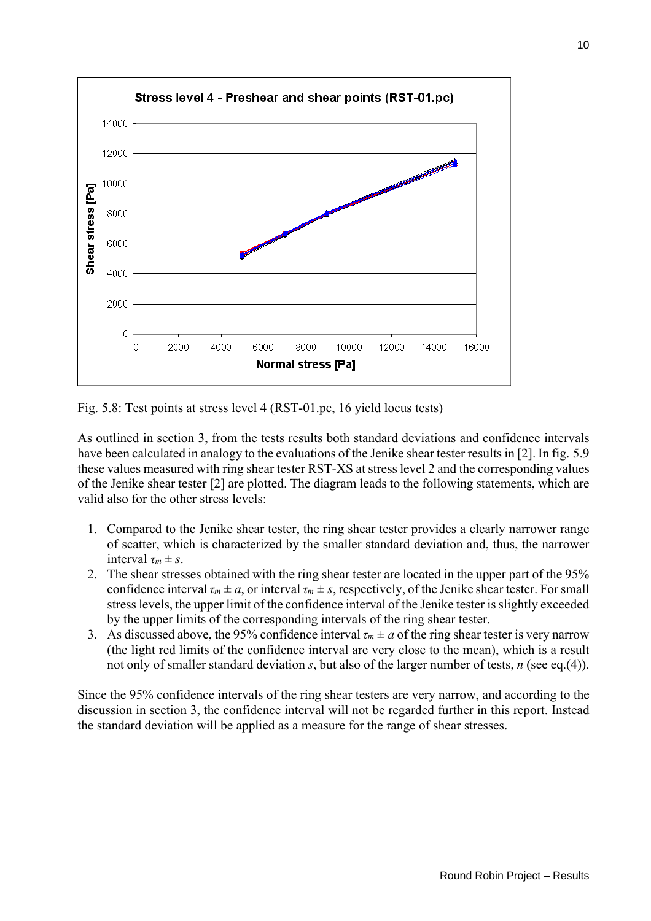Fig. 5.8: Test points at stress level 4 (RST-01.pc, 16 yield locus tests)

As outlined in section 3, from the tests results both standard deviations and confidence intervals have been calculated in analogy to the evaluations of the Jenike shear tester results in [2]. In fig. 5.9 these values measured with ring shear tester RST-XS at stress level 2 and the corresponding values of the Jenike shear tester [2] are plotted. The diagram leads to the following statements, which are valid also for the other stress levels:

1. Compared to the Jenike shear tester, the ring shear tester provides a clearly narrower range of scatter, which is characterized by the smaller standard deviation and, thus, the narrower interval $\tau_m \pm s$.
2. The shear stresses obtained with the ring shear tester are located in the upper part of the 95% confidence interval $\tau_m \pm a$, or interval $\tau_m \pm s$, respectively, of the Jenike shear tester. For small stress levels, the upper limit of the confidence interval of the Jenike tester is slightly exceeded by the upper limits of the corresponding intervals of the ring shear tester.
3. As discussed above, the 95% confidence interval $\tau_m \pm a$ of the ring shear tester is very narrow (the light red limits of the confidence interval are very close to the mean), which is a result not only of smaller standard deviation $s$, but also of the larger number of tests, $n$ (see eq.(4)).

Since the 95% confidence intervals of the ring shear testers are very narrow, and according to the discussion in section 3, the confidence interval will not be regarded further in this report. Instead the standard deviation will be applied as a measure for the range of shear stresses.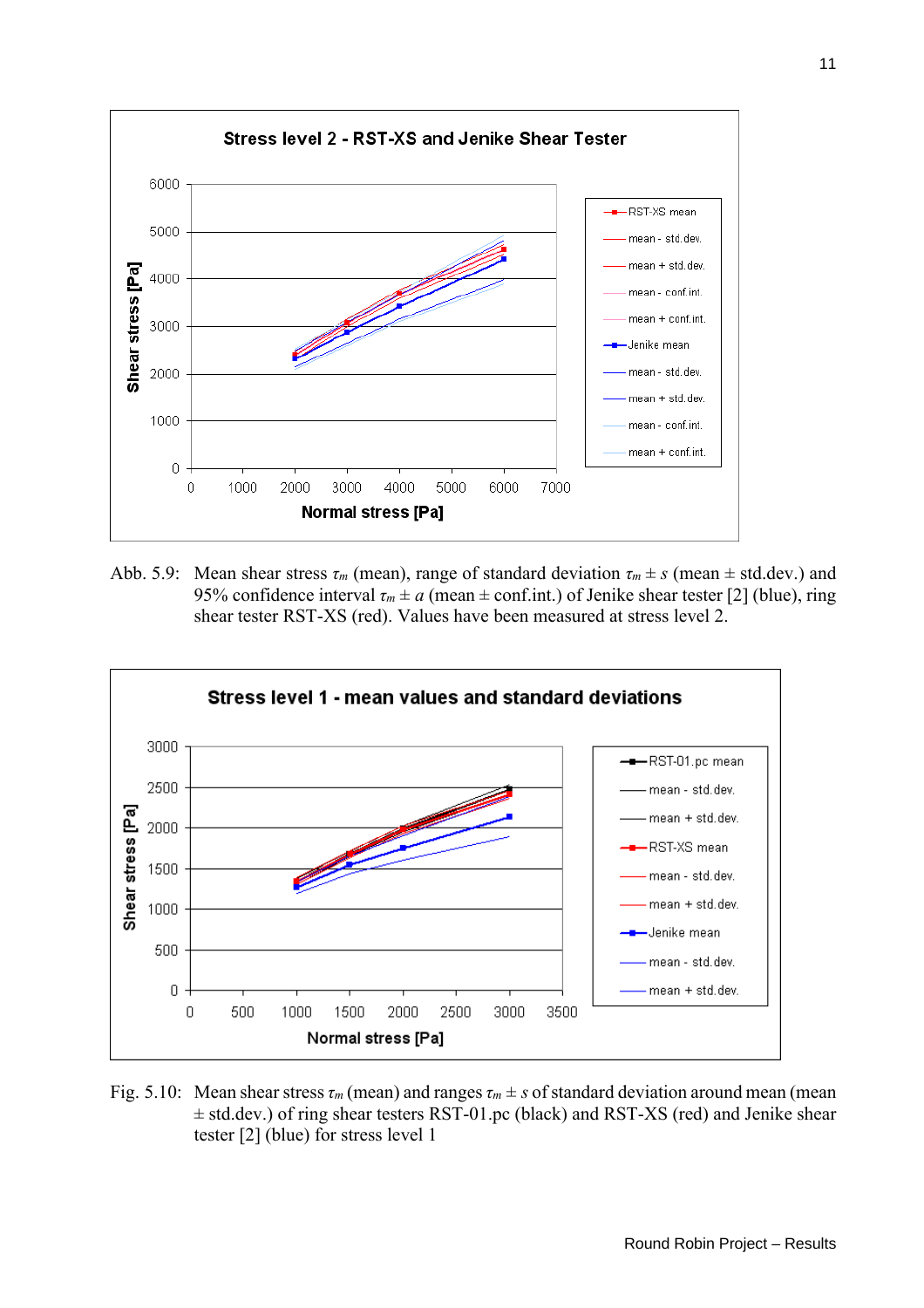Abb. 5.9: Mean shear stress $\tau_m$ (mean), range of standard deviation $\tau_m \pm s$ (mean ± std.dev.) and 95% confidence interval $\tau_m \pm a$ (mean ± conf.int.) of Jenike shear tester [2] (blue), ring shear tester RST-XS (red). Values have been measured at stress level 2.

Fig. 5.10: Mean shear stress $\tau_m$ (mean) and ranges $\tau_m \pm s$ of standard deviation around mean (mean ± std.dev.) of ring shear testers RST-01.pc (black) and RST-XS (red) and Jenike shear tester [2] (blue) for stress level 1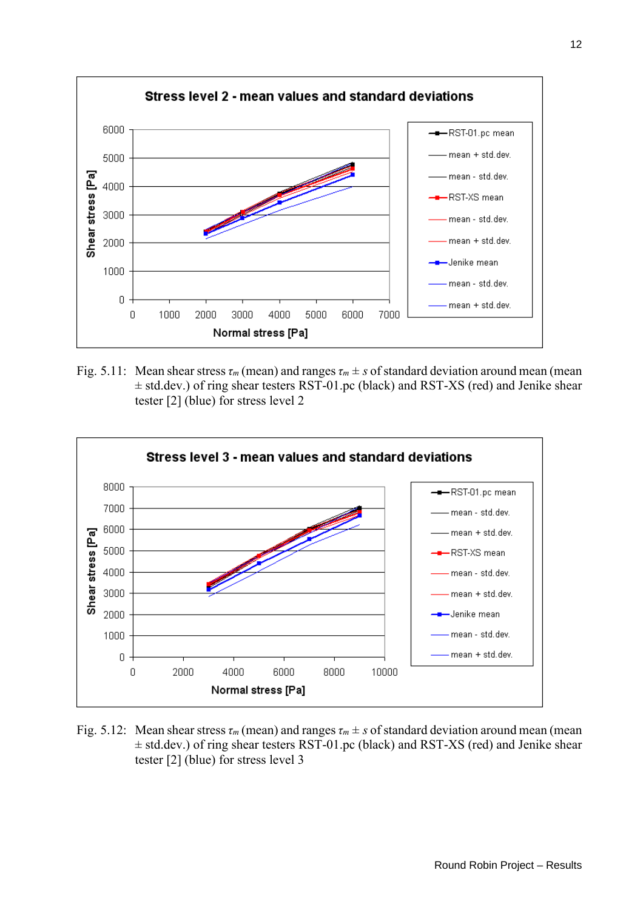Fig. 5.11: Mean shear stress $\tau_m$ (mean) and ranges $\tau_m \pm s$ of standard deviation around mean (mean ± std.dev.) of ring shear testers RST-01.pc (black) and RST-XS (red) and Jenike shear tester [2] (blue) for stress level 2

Fig. 5.12: Mean shear stress $\tau_m$ (mean) and ranges $\tau_m \pm s$ of standard deviation around mean (mean ± std.dev.) of ring shear testers RST-01.pc (black) and RST-XS (red) and Jenike shear tester [2] (blue) for stress level 3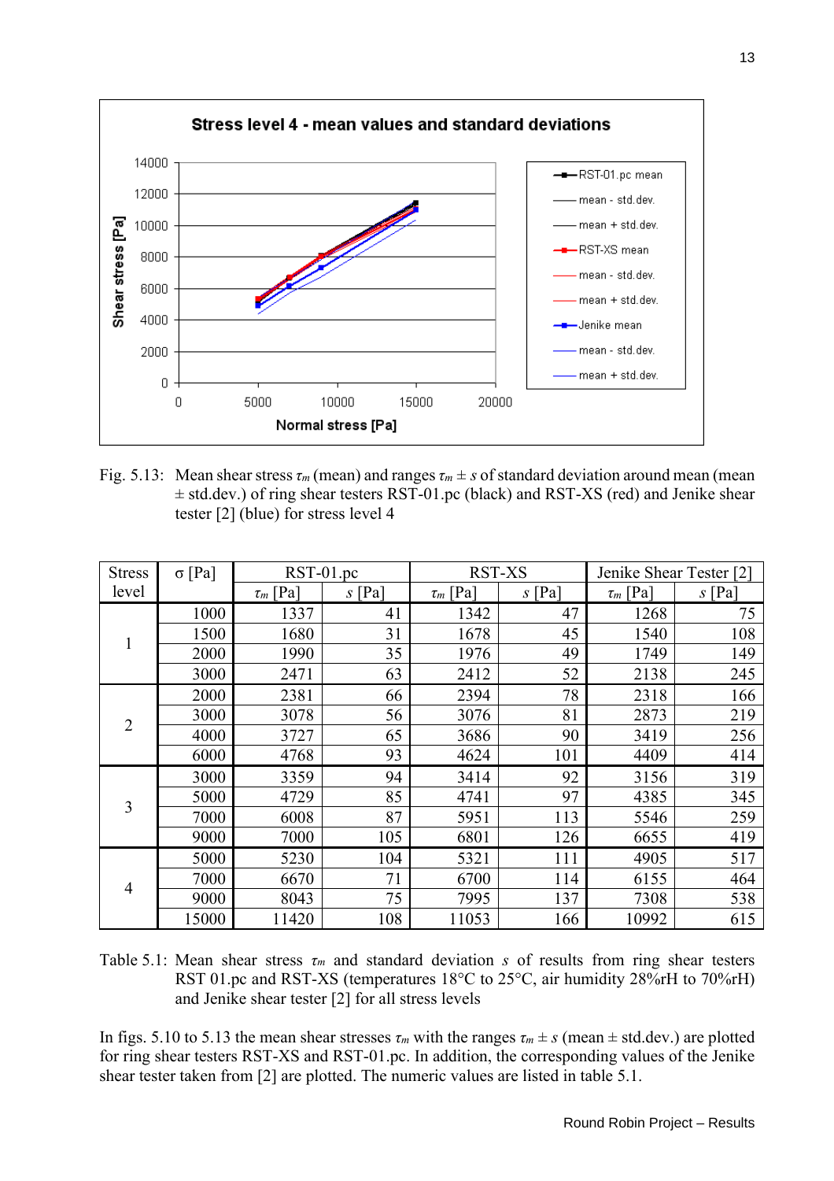Fig. 5.13: Mean shear stress $\tau_m$ (mean) and ranges $\tau_m \pm s$ of standard deviation around mean (mean ± std.dev.) of ring shear testers RST-01.pc (black) and RST-XS (red) and Jenike shear tester [2] (blue) for stress level 4

| Stress level | σ [Pa] | RST-01.pc | | RST-XS | | Jenike Shear Tester [2] | |
|---|---|---|---|---|---|---|---|
| | | $\tau_m$ [Pa] | $s$ [Pa] | $\tau_m$ [Pa] | $s$ [Pa] | $\tau_m$ [Pa] | $s$ [Pa] |
| 1 | 1000 | 1337 | 41 | 1342 | 47 | 1268 | 75 |
| | 1500 | 1680 | 31 | 1678 | 45 | 1540 | 108 |
| | 2000 | 1990 | 35 | 1976 | 49 | 1749 | 149 |
| | 3000 | 2471 | 63 | 2412 | 52 | 2138 | 245 |
| 2 | 2000 | 2381 | 66 | 2394 | 78 | 2318 | 166 |
| | 3000 | 3078 | 56 | 3076 | 81 | 2873 | 219 |
| | 4000 | 3727 | 65 | 3686 | 90 | 3419 | 256 |
| | 6000 | 4768 | 93 | 4624 | 101 | 4409 | 414 |
| 3 | 3000 | 3359 | 94 | 3414 | 92 | 3156 | 319 |
| | 5000 | 4729 | 85 | 4741 | 97 | 4385 | 345 |
| | 7000 | 6008 | 87 | 5951 | 113 | 5546 | 259 |
| | 9000 | 7000 | 105 | 6801 | 126 | 6655 | 419 |
| 4 | 5000 | 5230 | 104 | 5321 | 111 | 4905 | 517 |
| | 7000 | 6670 | 71 | 6700 | 114 | 6155 | 464 |
| | 9000 | 8043 | 75 | 7995 | 137 | 7308 | 538 |
| | 15000 | 11420 | 108 | 11053 | 166 | 10992 | 615 |

Table 5.1: Mean shear stress $\tau_m$ and standard deviation $s$ of results from ring shear testers RST 01.pc and RST-XS (temperatures 18°C to 25°C, air humidity 28%rH to 70%rH) and Jenike shear tester [2] for all stress levels

In figs. 5.10 to 5.13 the mean shear stresses $\tau_m$ with the ranges $\tau_m \pm s$ (mean ± std.dev.) are plotted for ring shear testers RST-XS and RST-01.pc. In addition, the corresponding values of the Jenike shear tester taken from [2] are plotted. The numeric values are listed in table 5.1.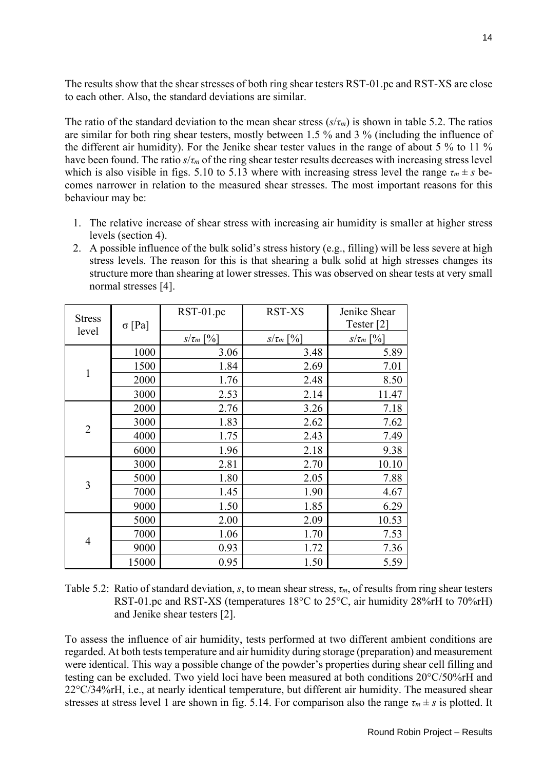The results show that the shear stresses of both ring shear testers RST-01.pc and RST-XS are close to each other. Also, the standard deviations are similar.

The ratio of the standard deviation to the mean shear stress ($s/\tau_m$) is shown in table 5.2. The ratios are similar for both ring shear testers, mostly between 1.5 % and 3 % (including the influence of the different air humidity). For the Jenike shear tester values in the range of about 5 % to 11 % have been found. The ratio $s/\tau_m$ of the ring shear tester results decreases with increasing stress level which is also visible in figs. 5.10 to 5.13 where with increasing stress level the range $\tau_m \pm s$ becomes narrower in relation to the measured shear stresses. The most important reasons for this behaviour may be:

1. The relative increase of shear stress with increasing air humidity is smaller at higher stress levels (section 4).
2. A possible influence of the bulk solid's stress history (e.g., filling) will be less severe at high stress levels. The reason for this is that shearing a bulk solid at high stresses changes its structure more than shearing at lower stresses. This was observed on shear tests at very small normal stresses [4].

| Stress level | σ [Pa] | RST-01.pc | RST-XS | Jenike Shear Tester [2] |
|---|---|---|---|---|
| | | $s/\tau_m$ [%] | $s/\tau_m$ [%] | $s/\tau_m$ [%] |
| 1 | 1000 | 3.06 | 3.48 | 5.89 |
| | 1500 | 1.84 | 2.69 | 7.01 |
| | 2000 | 1.76 | 2.48 | 8.50 |
| | 3000 | 2.53 | 2.14 | 11.47 |
| 2 | 2000 | 2.76 | 3.26 | 7.18 |
| | 3000 | 1.83 | 2.62 | 7.62 |
| | 4000 | 1.75 | 2.43 | 7.49 |
| | 6000 | 1.96 | 2.18 | 9.38 |
| 3 | 3000 | 2.81 | 2.70 | 10.10 |
| | 5000 | 1.80 | 2.05 | 7.88 |
| | 7000 | 1.45 | 1.90 | 4.67 |
| | 9000 | 1.50 | 1.85 | 6.29 |
| 4 | 5000 | 2.00 | 2.09 | 10.53 |
| | 7000 | 1.06 | 1.70 | 7.53 |
| | 9000 | 0.93 | 1.72 | 7.36 |
| | 15000 | 0.95 | 1.50 | 5.59 |

Table 5.2: Ratio of standard deviation, $s$, to mean shear stress, $\tau_m$, of results from ring shear testers RST-01.pc and RST-XS (temperatures 18°C to 25°C, air humidity 28%rH to 70%rH) and Jenike shear testers [2].

To assess the influence of air humidity, tests performed at two different ambient conditions are regarded. At both tests temperature and air humidity during storage (preparation) and measurement were identical. This way a possible change of the powder's properties during shear cell filling and testing can be excluded. Two yield loci have been measured at both conditions 20°C/50%rH and 22°C/34%rH, i.e., at nearly identical temperature, but different air humidity. The measured shear stresses at stress level 1 are shown in fig. 5.14. For comparison also the range $\tau_m \pm s$ is plotted. It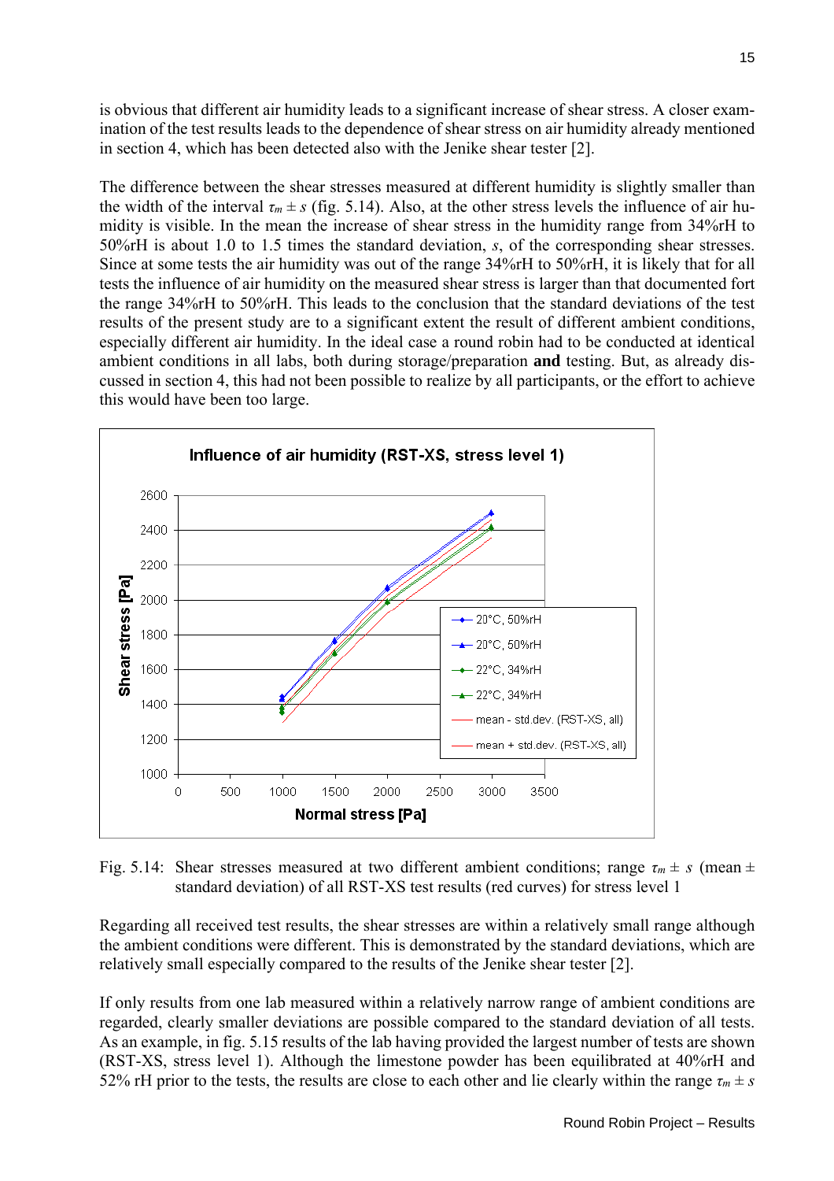is obvious that different air humidity leads to a significant increase of shear stress. A closer examination of the test results leads to the dependence of shear stress on air humidity already mentioned in section 4, which has been detected also with the Jenike shear tester [2].

The difference between the shear stresses measured at different humidity is slightly smaller than the width of the interval $\tau_m \pm s$ (fig. 5.14). Also, at the other stress levels the influence of air humidity is visible. In the mean the increase of shear stress in the humidity range from 34%rH to 50%rH is about 1.0 to 1.5 times the standard deviation, $s$, of the corresponding shear stresses. Since at some tests the air humidity was out of the range 34%rH to 50%rH, it is likely that for all tests the influence of air humidity on the measured shear stress is larger than that documented fort the range 34%rH to 50%rH. This leads to the conclusion that the standard deviations of the test results of the present study are to a significant extent the result of different ambient conditions, especially different air humidity. In the ideal case a round robin had to be conducted at identical ambient conditions in all labs, both during storage/preparation **and** testing. But, as already discussed in section 4, this had not been possible to realize by all participants, or the effort to achieve this would have been too large.

Fig. 5.14: Shear stresses measured at two different ambient conditions; range $\tau_m \pm s$ (mean ± standard deviation) of all RST-XS test results (red curves) for stress level 1

Regarding all received test results, the shear stresses are within a relatively small range although the ambient conditions were different. This is demonstrated by the standard deviations, which are relatively small especially compared to the results of the Jenike shear tester [2].

If only results from one lab measured within a relatively narrow range of ambient conditions are regarded, clearly smaller deviations are possible compared to the standard deviation of all tests. As an example, in fig. 5.15 results of the lab having provided the largest number of tests are shown (RST-XS, stress level 1). Although the limestone powder has been equilibrated at 40%rH and 52% rH prior to the tests, the results are close to each other and lie clearly within the range $\tau_m \pm s$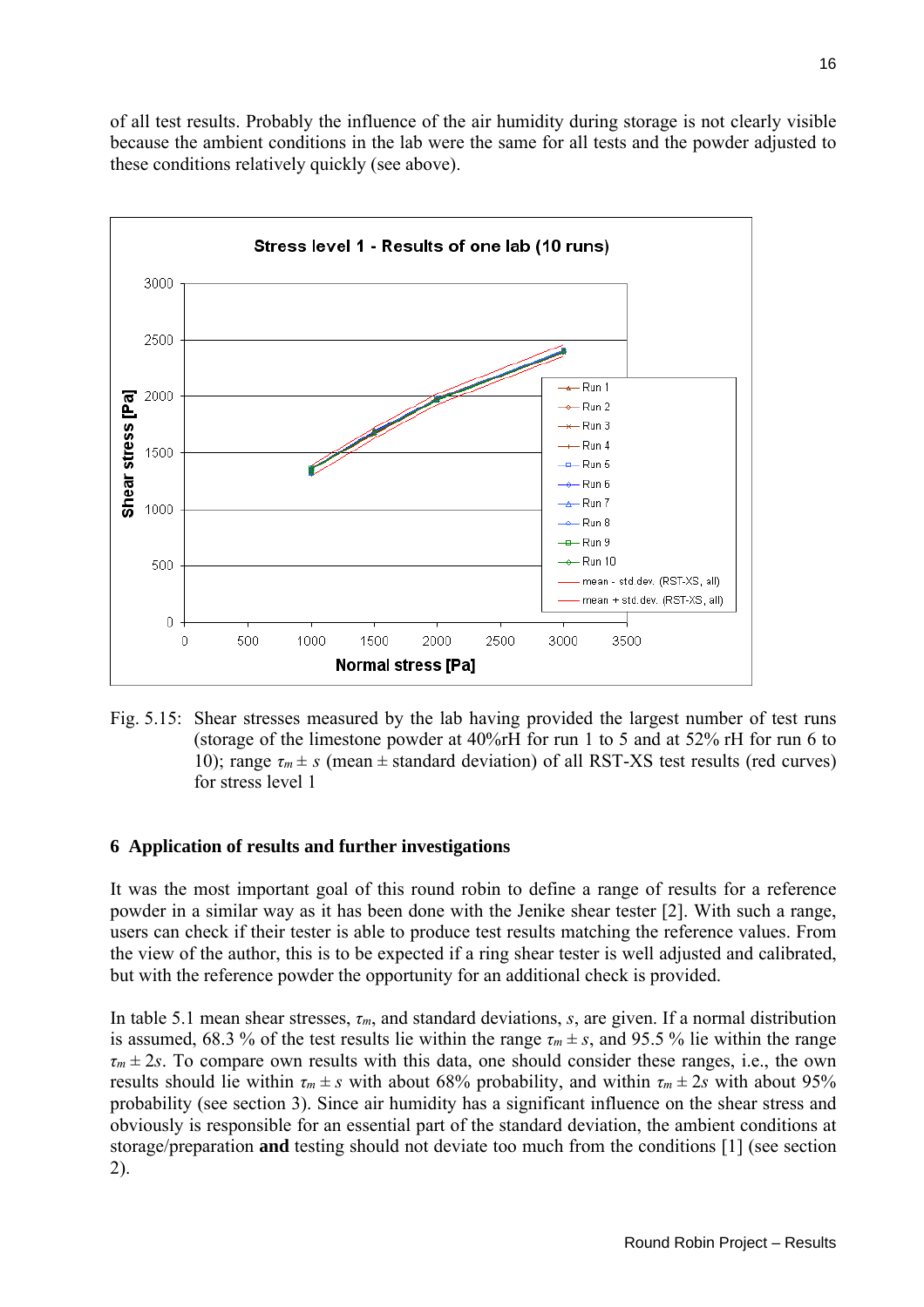of all test results. Probably the influence of the air humidity during storage is not clearly visible because the ambient conditions in the lab were the same for all tests and the powder adjusted to these conditions relatively quickly (see above).

Fig. 5.15: Shear stresses measured by the lab having provided the largest number of test runs (storage of the limestone powder at 40%rH for run 1 to 5 and at 52% rH for run 6 to 10); range $\tau_m \pm s$ (mean ± standard deviation) of all RST-XS test results (red curves) for stress level 1

## 6 Application of results and further investigations

It was the most important goal of this round robin to define a range of results for a reference powder in a similar way as it has been done with the Jenike shear tester [2]. With such a range, users can check if their tester is able to produce test results matching the reference values. From the view of the author, this is to be expected if a ring shear tester is well adjusted and calibrated, but with the reference powder the opportunity for an additional check is provided.

In table 5.1 mean shear stresses, $\tau_m$, and standard deviations, $s$, are given. If a normal distribution is assumed, 68.3 % of the test results lie within the range $\tau_m \pm s$, and 95.5 % lie within the range $\tau_m \pm 2s$. To compare own results with this data, one should consider these ranges, i.e., the own results should lie within $\tau_m \pm s$ with about 68% probability, and within $\tau_m \pm 2s$ with about 95% probability (see section 3). Since air humidity has a significant influence on the shear stress and obviously is responsible for an essential part of the standard deviation, the ambient conditions at storage/preparation **and** testing should not deviate too much from the conditions [1] (see section 2).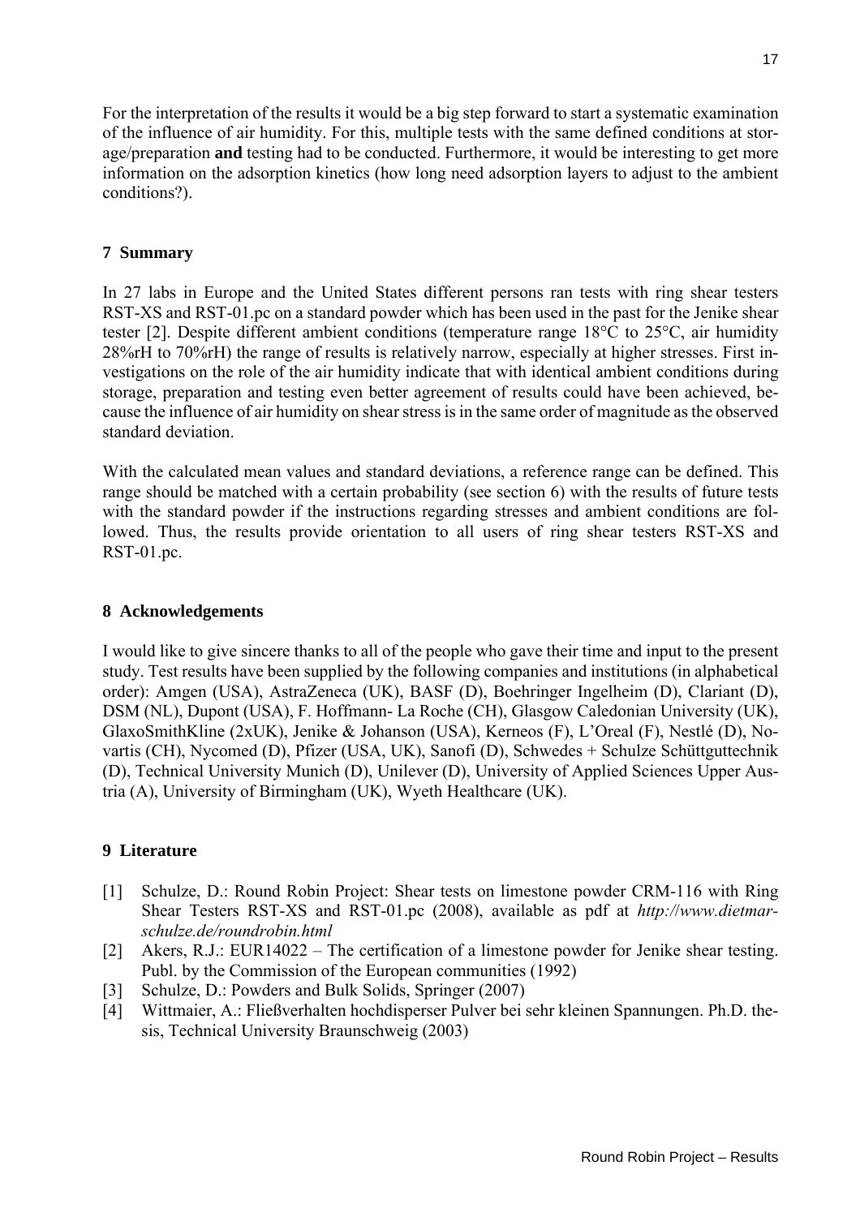For the interpretation of the results it would be a big step forward to start a systematic examination of the influence of air humidity. For this, multiple tests with the same defined conditions at storage/preparation **and** testing had to be conducted. Furthermore, it would be interesting to get more information on the adsorption kinetics (how long need adsorption layers to adjust to the ambient conditions?).

## 7 Summary

In 27 labs in Europe and the United States different persons ran tests with ring shear testers RST-XS and RST-01.pc on a standard powder which has been used in the past for the Jenike shear tester [2]. Despite different ambient conditions (temperature range 18°C to 25°C, air humidity 28%rH to 70%rH) the range of results is relatively narrow, especially at higher stresses. First investigations on the role of the air humidity indicate that with identical ambient conditions during storage, preparation and testing even better agreement of results could have been achieved, because the influence of air humidity on shear stress is in the same order of magnitude as the observed standard deviation.

With the calculated mean values and standard deviations, a reference range can be defined. This range should be matched with a certain probability (see section 6) with the results of future tests with the standard powder if the instructions regarding stresses and ambient conditions are followed. Thus, the results provide orientation to all users of ring shear testers RST-XS and RST-01.pc.

## 8 Acknowledgements

I would like to give sincere thanks to all of the people who gave their time and input to the present study. Test results have been supplied by the following companies and institutions (in alphabetical order): Amgen (USA), AstraZeneca (UK), BASF (D), Boehringer Ingelheim (D), Clariant (D), DSM (NL), Dupont (USA), F. Hoffmann- La Roche (CH), Glasgow Caledonian University (UK), GlaxoSmithKline (2xUK), Jenike & Johanson (USA), Kerneos (F), L'Oreal (F), Nestlé (D), Novartis (CH), Nycomed (D), Pfizer (USA, UK), Sanofi (D), Schwedes + Schulze Schüttguttechnik (D), Technical University Munich (D), Unilever (D), University of Applied Sciences Upper Austria (A), University of Birmingham (UK), Wyeth Healthcare (UK).

## 9 Literature

- [1] Schulze, D.: Round Robin Project: Shear tests on limestone powder CRM-116 with Ring Shear Testers RST-XS and RST-01.pc (2008), available as pdf at *http://www.dietmar-schulze.de/roundrobin.html*
- [2] Akers, R.J.: EUR14022 – The certification of a limestone powder for Jenike shear testing. Publ. by the Commission of the European communities (1992)
- [3] Schulze, D.: Powders and Bulk Solids, Springer (2007)
- [4] Wittmaier, A.: Fließverhalten hochdisperser Pulver bei sehr kleinen Spannungen. Ph.D. thesis, Technical University Braunschweig (2003)